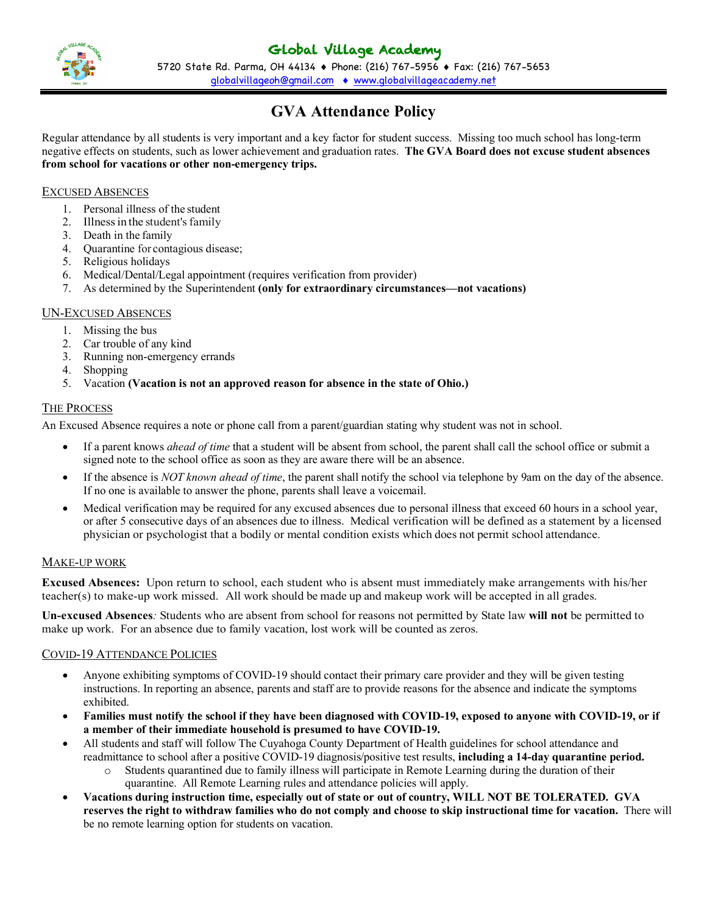# Global Village Academy

5720 State Rd. Parma, OH 44134 ♦ Phone: (216) 767-5956 ♦ Fax: (216) 767-5653

globalvillageoh@gmail.com ♦ www.globalvillageacademy.net

## GVA Attendance Policy

Regular attendance by all students is very important and a key factor for student success. Missing too much school has long-term negative effects on students, such as lower achievement and graduation rates. **The GVA Board does not excuse student absences from school for vacations or other non-emergency trips.**

### EXCUSED ABSENCES

1. Personal illness of the student
2. Illness in the student's family
3. Death in the family
4. Quarantine for contagious disease;
5. Religious holidays
6. Medical/Dental/Legal appointment (requires verification from provider)
7. As determined by the Superintendent **(only for extraordinary circumstances—not vacations)**

### UN-EXCUSED ABSENCES

1. Missing the bus
2. Car trouble of any kind
3. Running non-emergency errands
4. Shopping
5. Vacation **(Vacation is not an approved reason for absence in the state of Ohio.)**

### THE PROCESS

An Excused Absence requires a note or phone call from a parent/guardian stating why student was not in school.

- If a parent knows *ahead of time* that a student will be absent from school, the parent shall call the school office or submit a signed note to the school office as soon as they are aware there will be an absence.
- If the absence is *NOT known ahead of time*, the parent shall notify the school via telephone by 9am on the day of the absence. If no one is available to answer the phone, parents shall leave a voicemail.
- Medical verification may be required for any excused absences due to personal illness that exceed 60 hours in a school year, or after 5 consecutive days of an absences due to illness. Medical verification will be defined as a statement by a licensed physician or psychologist that a bodily or mental condition exists which does not permit school attendance.

### MAKE-UP WORK

**Excused Absences:** Upon return to school, each student who is absent must immediately make arrangements with his/her teacher(s) to make-up work missed. All work should be made up and makeup work will be accepted in all grades.

**Un-excused Absences***:* Students who are absent from school for reasons not permitted by State law **will not** be permitted to make up work. For an absence due to family vacation, lost work will be counted as zeros.

### COVID-19 ATTENDANCE POLICIES

- Anyone exhibiting symptoms of COVID-19 should contact their primary care provider and they will be given testing instructions. In reporting an absence, parents and staff are to provide reasons for the absence and indicate the symptoms exhibited.
- **Families must notify the school if they have been diagnosed with COVID-19, exposed to anyone with COVID-19, or if a member of their immediate household is presumed to have COVID-19.**
- All students and staff will follow The Cuyahoga County Department of Health guidelines for school attendance and readmittance to school after a positive COVID-19 diagnosis/positive test results, **including a 14-day quarantine period.**
  - Students quarantined due to family illness will participate in Remote Learning during the duration of their quarantine. All Remote Learning rules and attendance policies will apply.
- **Vacations during instruction time, especially out of state or out of country, WILL NOT BE TOLERATED. GVA reserves the right to withdraw families who do not comply and choose to skip instructional time for vacation.** There will be no remote learning option for students on vacation.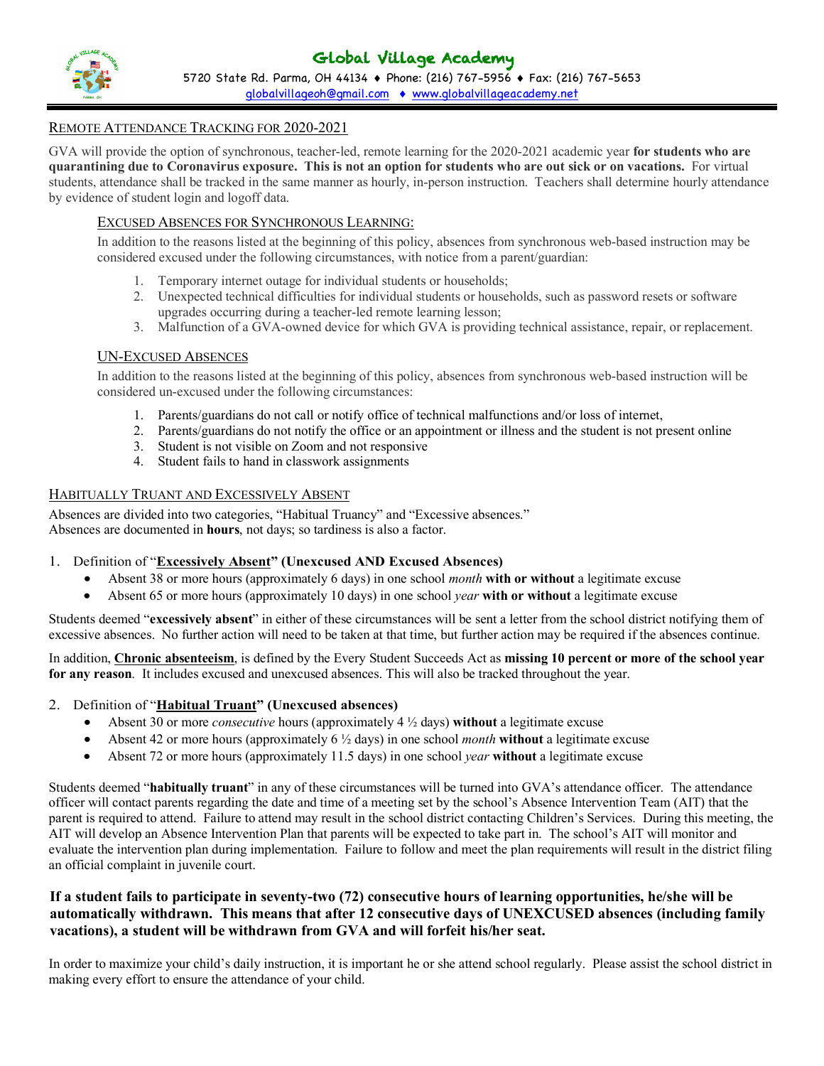# Global Village Academy

5720 State Rd. Parma, OH 44134 ♦ Phone: (216) 767-5956 ♦ Fax: (216) 767-5653
globalvillageoh@gmail.com ♦ www.globalvillageacademy.net

## Remote Attendance Tracking for 2020-2021

GVA will provide the option of synchronous, teacher-led, remote learning for the 2020-2021 academic year **for students who are quarantining due to Coronavirus exposure. This is not an option for students who are out sick or on vacations.** For virtual students, attendance shall be tracked in the same manner as hourly, in-person instruction. Teachers shall determine hourly attendance by evidence of student login and logoff data.

### Excused Absences for Synchronous Learning:

In addition to the reasons listed at the beginning of this policy, absences from synchronous web-based instruction may be considered excused under the following circumstances, with notice from a parent/guardian:

1. Temporary internet outage for individual students or households;
2. Unexpected technical difficulties for individual students or households, such as password resets or software upgrades occurring during a teacher-led remote learning lesson;
3. Malfunction of a GVA-owned device for which GVA is providing technical assistance, repair, or replacement.

### Un-Excused Absences

In addition to the reasons listed at the beginning of this policy, absences from synchronous web-based instruction will be considered un-excused under the following circumstances:

1. Parents/guardians do not call or notify office of technical malfunctions and/or loss of internet,
2. Parents/guardians do not notify the office or an appointment or illness and the student is not present online
3. Student is not visible on Zoom and not responsive
4. Student fails to hand in classwork assignments

## Habitually Truant and Excessively Absent

Absences are divided into two categories, "Habitual Truancy" and "Excessive absences."
Absences are documented in **hours**, not days; so tardiness is also a factor.

1. Definition of "**Excessively Absent**" **(Unexcused AND Excused Absences)**
   - Absent 38 or more hours (approximately 6 days) in one school *month* **with or without** a legitimate excuse
   - Absent 65 or more hours (approximately 10 days) in one school *year* **with or without** a legitimate excuse

Students deemed "**excessively absent**" in either of these circumstances will be sent a letter from the school district notifying them of excessive absences. No further action will need to be taken at that time, but further action may be required if the absences continue.

In addition, **Chronic absenteeism**, is defined by the Every Student Succeeds Act as **missing 10 percent or more of the school year for any reason**. It includes excused and unexcused absences. This will also be tracked throughout the year.

2. Definition of "**Habitual Truant**" **(Unexcused absences)**
   - Absent 30 or more *consecutive* hours (approximately 4 ½ days) **without** a legitimate excuse
   - Absent 42 or more hours (approximately 6 ½ days) in one school *month* **without** a legitimate excuse
   - Absent 72 or more hours (approximately 11.5 days) in one school *year* **without** a legitimate excuse

Students deemed "**habitually truant**" in any of these circumstances will be turned into GVA's attendance officer. The attendance officer will contact parents regarding the date and time of a meeting set by the school's Absence Intervention Team (AIT) that the parent is required to attend. Failure to attend may result in the school district contacting Children's Services. During this meeting, the AIT will develop an Absence Intervention Plan that parents will be expected to take part in. The school's AIT will monitor and evaluate the intervention plan during implementation. Failure to follow and meet the plan requirements will result in the district filing an official complaint in juvenile court.

**If a student fails to participate in seventy-two (72) consecutive hours of learning opportunities, he/she will be automatically withdrawn. This means that after 12 consecutive days of UNEXCUSED absences (including family vacations), a student will be withdrawn from GVA and will forfeit his/her seat.**

In order to maximize your child's daily instruction, it is important he or she attend school regularly. Please assist the school district in making every effort to ensure the attendance of your child.